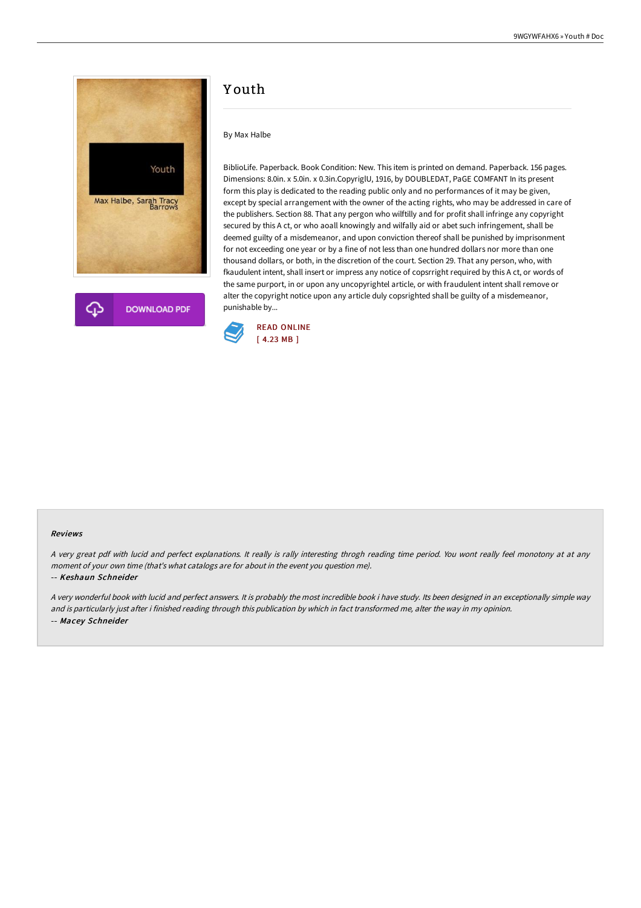# Youth

By Max Halbe

BiblioLife. Paperback. Book Condition: New. This item is printed on demand. Paperback. 156 pages. Dimensions: 8.0in. x 5.0in. x 0.3in.CopyriglU, 1916, by DOUBLEDAT, PaGE COMFANT In its present form this play is dedicated to the reading public only and no performances of it may be given, except by special arrangement with the owner of the acting rights, who may be addressed in care of the publishers. Section 88. That any pergon who wilftilly and for profit shall infringe any copyright secured by this A ct, or who aoall knowingly and wilfally aid or abet such infringement, shall be deemed guilty of a misdemeanor, and upon conviction thereof shall be punished by imprisonment for not exceeding one year or by a fine of not less than one hundred dollars nor more than one thousand dollars, or both, in the discretion of the court. Section 29. That any person, who, with fkaudulent intent, shall insert or impress any notice of copsrright required by this A ct, or words of the same purport, in or upon any uncopyrightel article, or with fraudulent intent shall remove or alter the copyright notice upon any article duly copsrighted shall be guilty of a misdemeanor, punishable by...

READ ONLINE
[ 4.23 MB ]

#### Reviews

*A very great pdf with lucid and perfect explanations. It really is rally interesting throgh reading time period. You wont really feel monotony at at any moment of your own time (that's what catalogs are for about in the event you question me).*

*-- **Keshaun Schneider***

*A very wonderful book with lucid and perfect answers. It is probably the most incredible book i have study. Its been designed in an exceptionally simple way and is particularly just after i finished reading through this publication by which in fact transformed me, alter the way in my opinion.*

*-- **Macey Schneider***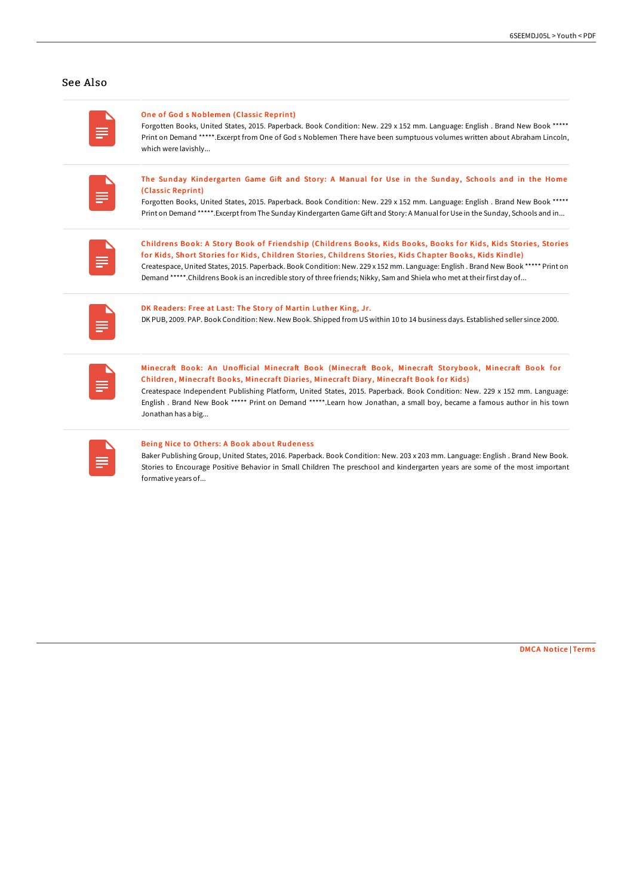## See Also

### One of God s Noblemen (Classic Reprint)

Forgotten Books, United States, 2015. Paperback. Book Condition: New. 229 x 152 mm. Language: English . Brand New Book ***** Print on Demand *****.Excerpt from One of God s Noblemen There have been sumptuous volumes written about Abraham Lincoln, which were lavishly...

### The Sunday Kindergarten Game Gift and Story: A Manual for Use in the Sunday, Schools and in the Home (Classic Reprint)

Forgotten Books, United States, 2015. Paperback. Book Condition: New. 229 x 152 mm. Language: English . Brand New Book ***** Print on Demand *****.Excerpt from The Sunday Kindergarten Game Gift and Story: A Manual for Use in the Sunday, Schools and in...

### Childrens Book: A Story Book of Friendship (Childrens Books, Kids Books, Books for Kids, Kids Stories, Stories for Kids, Short Stories for Kids, Children Stories, Childrens Stories, Kids Chapter Books, Kids Kindle)

Createspace, United States, 2015. Paperback. Book Condition: New. 229 x 152 mm. Language: English . Brand New Book ***** Print on Demand *****.Childrens Book is an incredible story of three friends; Nikky, Sam and Shiela who met at their first day of...

### DK Readers: Free at Last: The Story of Martin Luther King, Jr.

DK PUB, 2009. PAP. Book Condition: New. New Book. Shipped from US within 10 to 14 business days. Established seller since 2000.

### Minecraft Book: An Unofficial Minecraft Book (Minecraft Book, Minecraft Storybook, Minecraft Book for Children, Minecraft Books, Minecraft Diaries, Minecraft Diary, Minecraft Book for Kids)

Createspace Independent Publishing Platform, United States, 2015. Paperback. Book Condition: New. 229 x 152 mm. Language: English . Brand New Book ***** Print on Demand *****.Learn how Jonathan, a small boy, became a famous author in his town Jonathan has a big...

### Being Nice to Others: A Book about Rudeness

Baker Publishing Group, United States, 2016. Paperback. Book Condition: New. 203 x 203 mm. Language: English . Brand New Book. Stories to Encourage Positive Behavior in Small Children The preschool and kindergarten years are some of the most important formative years of...